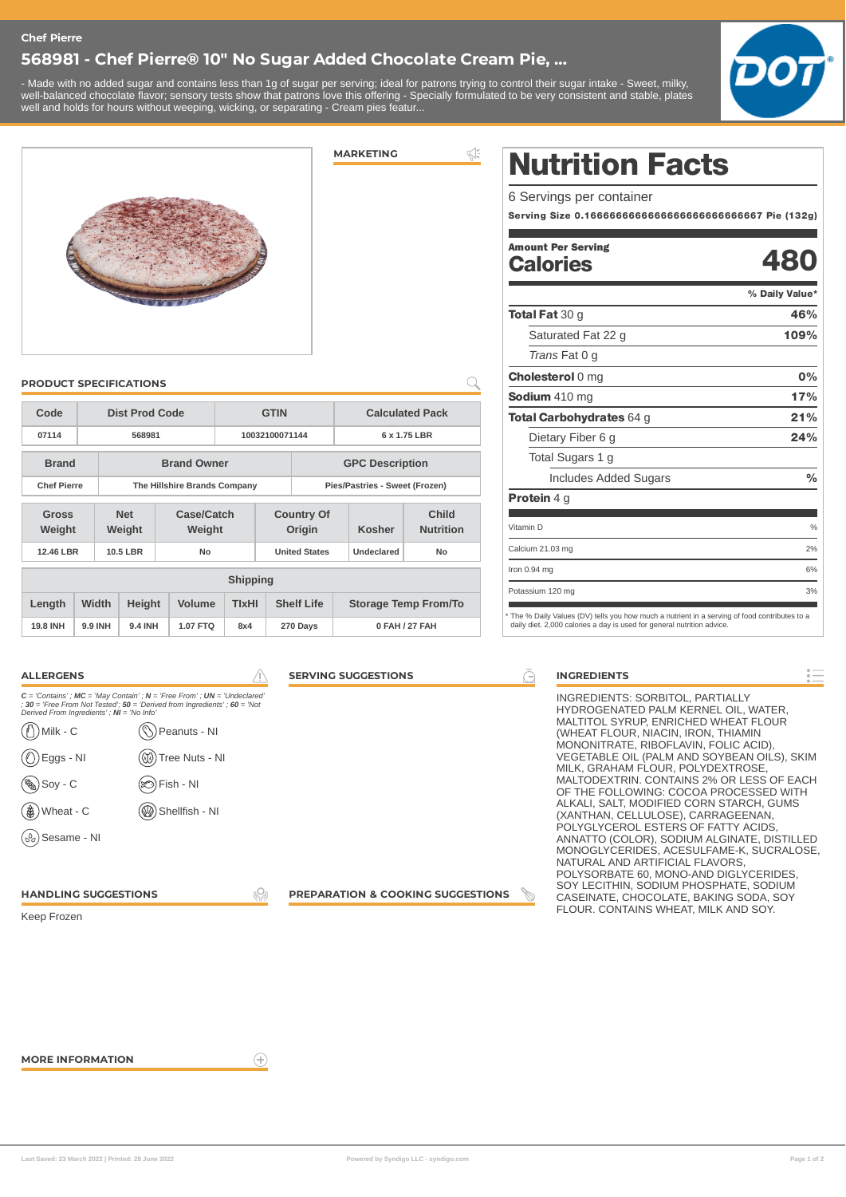Chef Pierre

# 568981 - Chef Pierre® 10" No Sugar Added Chocolate Cream Pie, ...

- Made with no added sugar and contains less than 1g of sugar per serving; ideal for patrons trying to control their sugar intake - Sweet, milky, well-balanced chocolate flavor; sensory tests show that patrons love this offering - Specially formulated to be very consistent and stable, plates well and holds for hours without weeping, wicking, or separating - Cream pies featur...

## MARKETING

## PRODUCT SPECIFICATIONS

| Code | Dist Prod Code | GTIN | Calculated Pack |
|---|---|---|---|
| 07114 | 568981 | 10032100071144 | 6 x 1.75 LBR |

| Brand | Brand Owner | GPC Description |
|---|---|---|
| Chef Pierre | The Hillshire Brands Company | Pies/Pastries - Sweet (Frozen) |

| Gross Weight | Net Weight | Case/Catch Weight | Country Of Origin | Kosher | Child Nutrition |
|---|---|---|---|---|---|
| 12.46 LBR | 10.5 LBR | No | United States | Undeclared | No |

| Shipping | | | | | | |
|---|---|---|---|---|---|---|
| Length | Width | Height | Volume | TIxHI | Shelf Life | Storage Temp From/To |
| 19.8 INH | 9.9 INH | 9.4 INH | 1.07 FTQ | 8x4 | 270 Days | 0 FAH / 27 FAH |

## Nutrition Facts

6 Servings per container

**Serving Size 0.16666666666666666666666666667 Pie (132g)**

**Amount Per Serving**

**Calories 480**

| | % Daily Value* |
|---|---|
| **Total Fat** 30 g | 46% |
| Saturated Fat 22 g | 109% |
| *Trans* Fat 0 g | |
| **Cholesterol** 0 mg | 0% |
| **Sodium** 410 mg | 17% |
| **Total Carbohydrates** 64 g | 21% |
| Dietary Fiber 6 g | 24% |
| Total Sugars 1 g | |
| Includes Added Sugars | % |
| **Protein** 4 g | |
| Vitamin D | % |
| Calcium 21.03 mg | 2% |
| Iron 0.94 mg | 6% |
| Potassium 120 mg | 3% |

* The % Daily Values (DV) tells you how much a nutrient in a serving of food contributes to a daily diet. 2,000 calories a day is used for general nutrition advice.

## ALLERGENS

*C = 'Contains' ; MC = 'May Contain' ; N = 'Free From' ; UN = 'Undeclared' ; 30 = 'Free From Not Tested' ; 50 = 'Derived from Ingredients' ; 60 = 'Not Derived From Ingredients' ; NI = 'No Info'*

- Milk - C
- Peanuts - NI
- Eggs - NI
- Tree Nuts - NI
- Soy - C
- Fish - NI
- Wheat - C
- Shellfish - NI
- Sesame - NI

## SERVING SUGGESTIONS

## INGREDIENTS

INGREDIENTS: SORBITOL, PARTIALLY HYDROGENATED PALM KERNEL OIL, WATER, MALTITOL SYRUP, ENRICHED WHEAT FLOUR (WHEAT FLOUR, NIACIN, IRON, THIAMIN MONONITRATE, RIBOFLAVIN, FOLIC ACID), VEGETABLE OIL (PALM AND SOYBEAN OILS), SKIM MILK, GRAHAM FLOUR, POLYDEXTROSE, MALTODEXTRIN. CONTAINS 2% OR LESS OF EACH OF THE FOLLOWING: COCOA PROCESSED WITH ALKALI, SALT, MODIFIED CORN STARCH, GUMS (XANTHAN, CELLULOSE), CARRAGEENAN, POLYGLYCEROL ESTERS OF FATTY ACIDS, ANNATTO (COLOR), SODIUM ALGINATE, DISTILLED MONOGLYCERIDES, ACESULFAME-K, SUCRALOSE, NATURAL AND ARTIFICIAL FLAVORS, POLYSORBATE 60, MONO-AND DIGLYCERIDES, SOY LECITHIN, SODIUM PHOSPHATE, SODIUM CASEINATE, CHOCOLATE, BAKING SODA, SOY FLOUR. CONTAINS WHEAT, MILK AND SOY.

## HANDLING SUGGESTIONS

Keep Frozen

## PREPARATION & COOKING SUGGESTIONS

## MORE INFORMATION

Last Saved: 23 March 2022 | Printed: 28 June 2022

Powered by Syndigo LLC - syndigo.com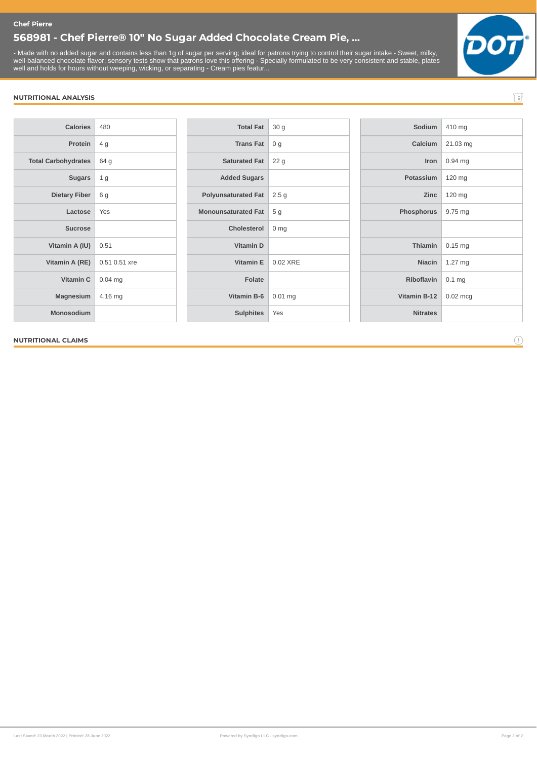Chef Pierre

# 568981 - Chef Pierre® 10" No Sugar Added Chocolate Cream Pie, ...

- Made with no added sugar and contains less than 1g of sugar per serving; ideal for patrons trying to control their sugar intake - Sweet, milky, well-balanced chocolate flavor; sensory tests show that patrons love this offering - Specially formulated to be very consistent and stable, plates well and holds for hours without weeping, wicking, or separating - Cream pies featur...

## NUTRITIONAL ANALYSIS

| | | | | | |
|---|---|---|---|---|---|
| Calories | 480 | Total Fat | 30 g | Sodium | 410 mg |
| Protein | 4 g | Trans Fat | 0 g | Calcium | 21.03 mg |
| Total Carbohydrates | 64 g | Saturated Fat | 22 g | Iron | 0.94 mg |
| Sugars | 1 g | Added Sugars | | Potassium | 120 mg |
| Dietary Fiber | 6 g | Polyunsaturated Fat | 2.5 g | Zinc | 120 mg |
| Lactose | Yes | Monounsaturated Fat | 5 g | Phosphorus | 9.75 mg |
| Sucrose | | Cholesterol | 0 mg | | |
| Vitamin A (IU) | 0.51 | Vitamin D | | Thiamin | 0.15 mg |
| Vitamin A (RE) | 0.51 0.51 xre | Vitamin E | 0.02 XRE | Niacin | 1.27 mg |
| Vitamin C | 0.04 mg | Folate | | Riboflavin | 0.1 mg |
| Magnesium | 4.16 mg | Vitamin B-6 | 0.01 mg | Vitamin B-12 | 0.02 mcg |
| Monosodium | | Sulphites | Yes | Nitrates | |

## NUTRITIONAL CLAIMS

Last Saved: 23 March 2022 | Printed: 28 June 2022

Powered by Syndigo LLC - syndigo.com